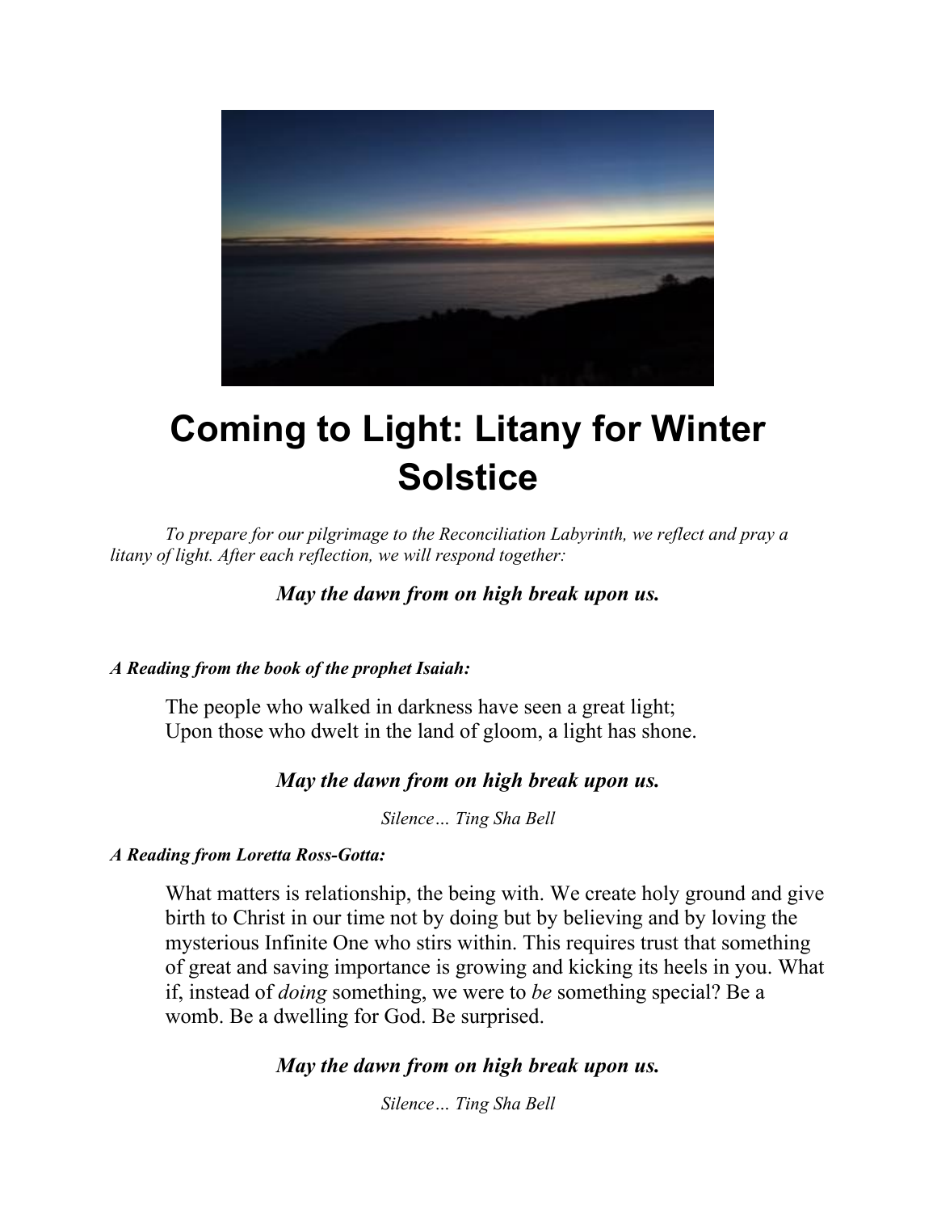# Coming to Light: Litany for Winter Solstice

*To prepare for our pilgrimage to the Reconciliation Labyrinth, we reflect and pray a litany of light. After each reflection, we will respond together:*

***May the dawn from on high break upon us.***

***A Reading from the book of the prophet Isaiah:***

The people who walked in darkness have seen a great light;
Upon those who dwelt in the land of gloom, a light has shone.

***May the dawn from on high break upon us.***

*Silence… Ting Sha Bell*

***A Reading from Loretta Ross-Gotta:***

What matters is relationship, the being with. We create holy ground and give birth to Christ in our time not by doing but by believing and by loving the mysterious Infinite One who stirs within. This requires trust that something of great and saving importance is growing and kicking its heels in you. What if, instead of *doing* something, we were to *be* something special? Be a womb. Be a dwelling for God. Be surprised.

***May the dawn from on high break upon us.***

*Silence… Ting Sha Bell*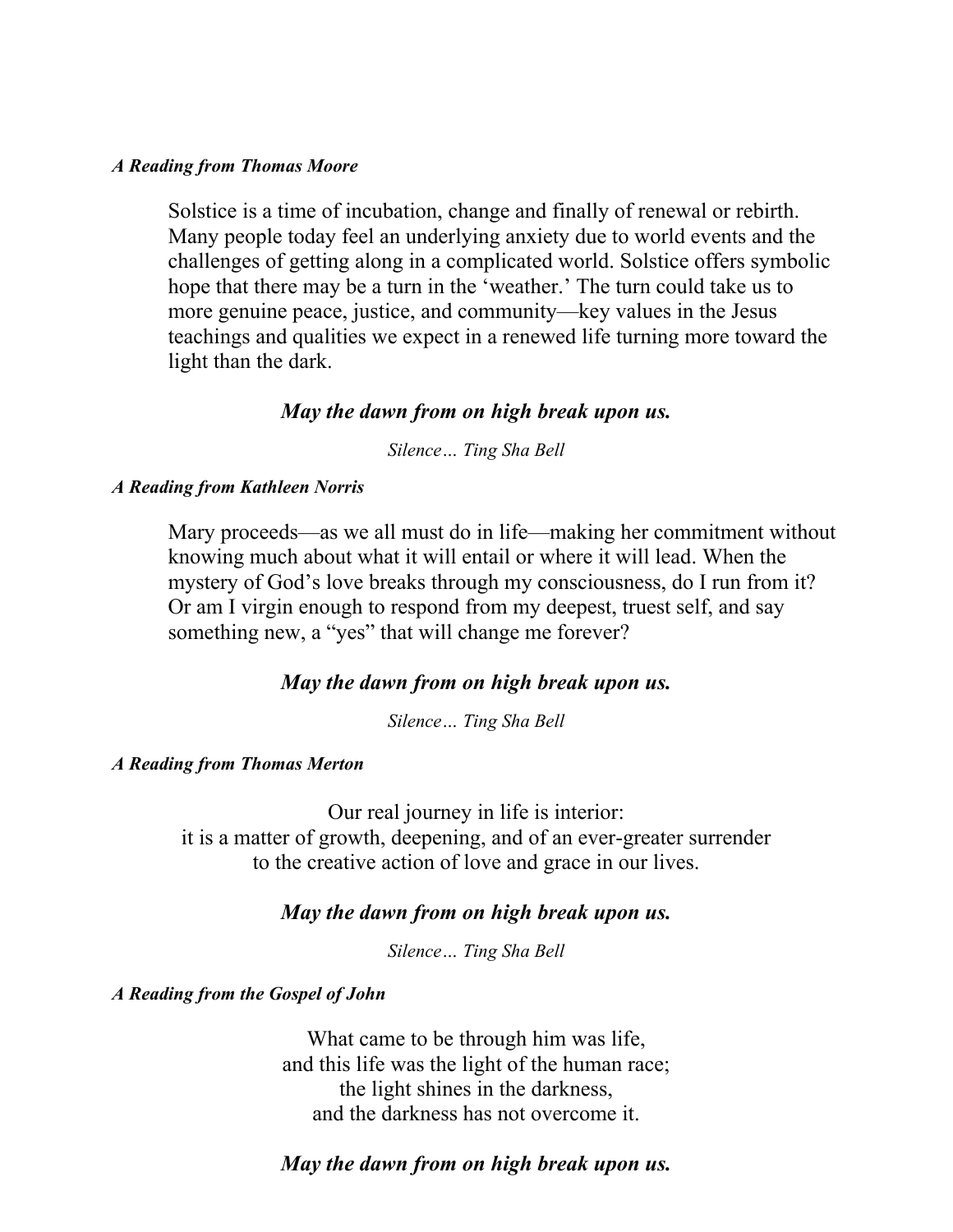***A Reading from Thomas Moore***

Solstice is a time of incubation, change and finally of renewal or rebirth. Many people today feel an underlying anxiety due to world events and the challenges of getting along in a complicated world. Solstice offers symbolic hope that there may be a turn in the 'weather.' The turn could take us to more genuine peace, justice, and community—key values in the Jesus teachings and qualities we expect in a renewed life turning more toward the light than the dark.

***May the dawn from on high break upon us.***

*Silence… Ting Sha Bell*

***A Reading from Kathleen Norris***

Mary proceeds—as we all must do in life—making her commitment without knowing much about what it will entail or where it will lead. When the mystery of God's love breaks through my consciousness, do I run from it? Or am I virgin enough to respond from my deepest, truest self, and say something new, a "yes" that will change me forever?

***May the dawn from on high break upon us.***

*Silence… Ting Sha Bell*

***A Reading from Thomas Merton***

Our real journey in life is interior:
it is a matter of growth, deepening, and of an ever-greater surrender
to the creative action of love and grace in our lives.

***May the dawn from on high break upon us.***

*Silence… Ting Sha Bell*

***A Reading from the Gospel of John***

What came to be through him was life,
and this life was the light of the human race;
the light shines in the darkness,
and the darkness has not overcome it.

***May the dawn from on high break upon us.***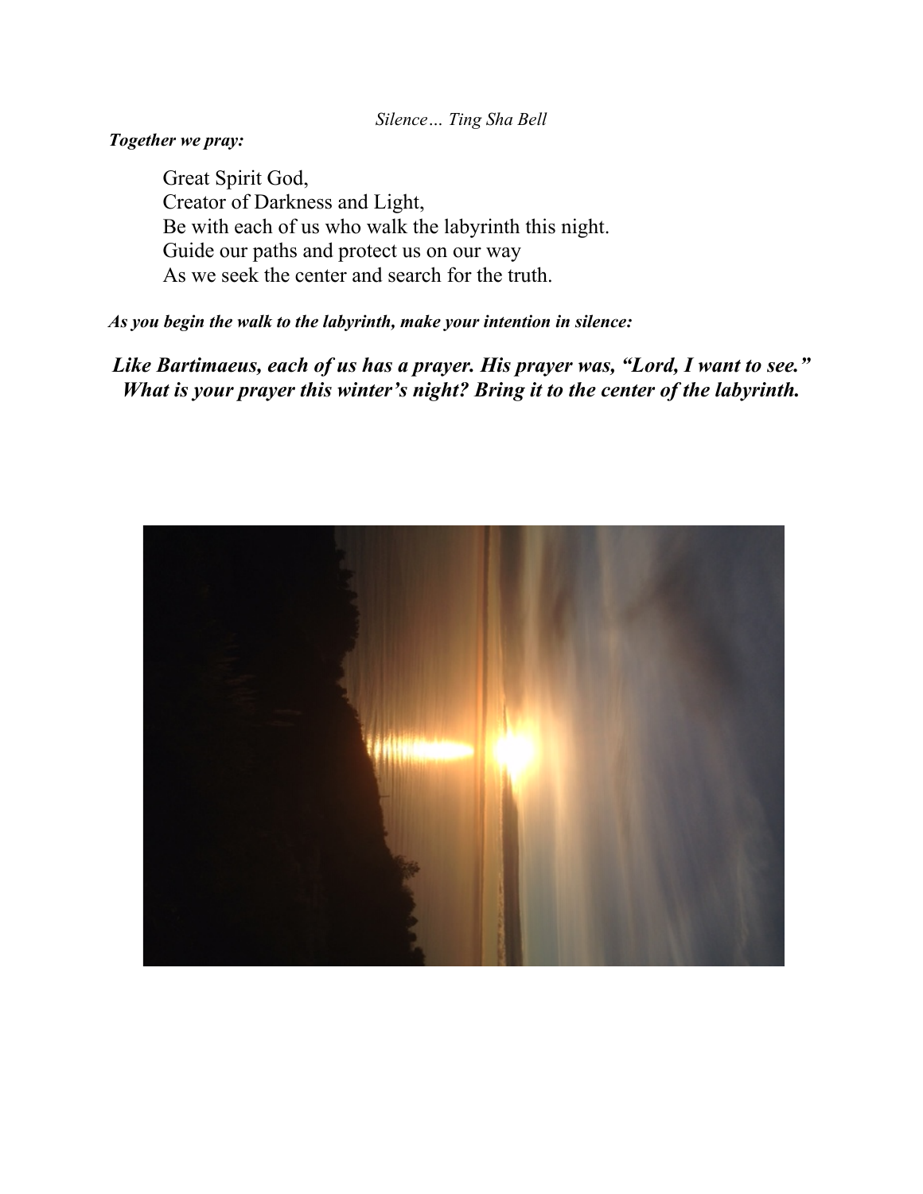*Silence… Ting Sha Bell*

***Together we pray:***

Great Spirit God,
Creator of Darkness and Light,
Be with each of us who walk the labyrinth this night.
Guide our paths and protect us on our way
As we seek the center and search for the truth.

***As you begin the walk to the labyrinth, make your intention in silence:***

***Like Bartimaeus, each of us has a prayer. His prayer was, "Lord, I want to see." What is your prayer this winter's night? Bring it to the center of the labyrinth.***